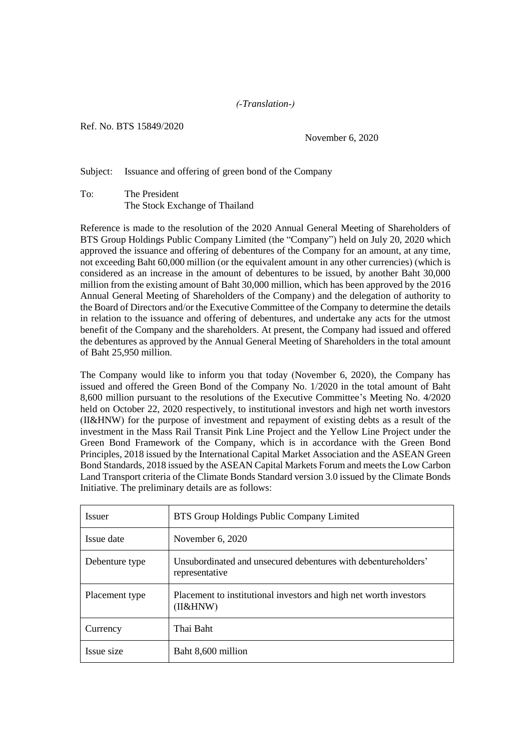*(-Translation-)*

Ref. No. BTS 15849/2020

November 6, 2020

Subject: Issuance and offering of green bond of the Company

To: The President
The Stock Exchange of Thailand

Reference is made to the resolution of the 2020 Annual General Meeting of Shareholders of BTS Group Holdings Public Company Limited (the "Company") held on July 20, 2020 which approved the issuance and offering of debentures of the Company for an amount, at any time, not exceeding Baht 60,000 million (or the equivalent amount in any other currencies) (which is considered as an increase in the amount of debentures to be issued, by another Baht 30,000 million from the existing amount of Baht 30,000 million, which has been approved by the 2016 Annual General Meeting of Shareholders of the Company) and the delegation of authority to the Board of Directors and/or the Executive Committee of the Company to determine the details in relation to the issuance and offering of debentures, and undertake any acts for the utmost benefit of the Company and the shareholders. At present, the Company had issued and offered the debentures as approved by the Annual General Meeting of Shareholders in the total amount of Baht 25,950 million.

The Company would like to inform you that today (November 6, 2020), the Company has issued and offered the Green Bond of the Company No. 1/2020 in the total amount of Baht 8,600 million pursuant to the resolutions of the Executive Committee's Meeting No. 4/2020 held on October 22, 2020 respectively, to institutional investors and high net worth investors (II&HNW) for the purpose of investment and repayment of existing debts as a result of the investment in the Mass Rail Transit Pink Line Project and the Yellow Line Project under the Green Bond Framework of the Company, which is in accordance with the Green Bond Principles, 2018 issued by the International Capital Market Association and the ASEAN Green Bond Standards, 2018 issued by the ASEAN Capital Markets Forum and meets the Low Carbon Land Transport criteria of the Climate Bonds Standard version 3.0 issued by the Climate Bonds Initiative. The preliminary details are as follows:

| Issuer | BTS Group Holdings Public Company Limited |
|---|---|
| Issue date | November 6, 2020 |
| Debenture type | Unsubordinated and unsecured debentures with debentureholders' representative |
| Placement type | Placement to institutional investors and high net worth investors (II&HNW) |
| Currency | Thai Baht |
| Issue size | Baht 8,600 million |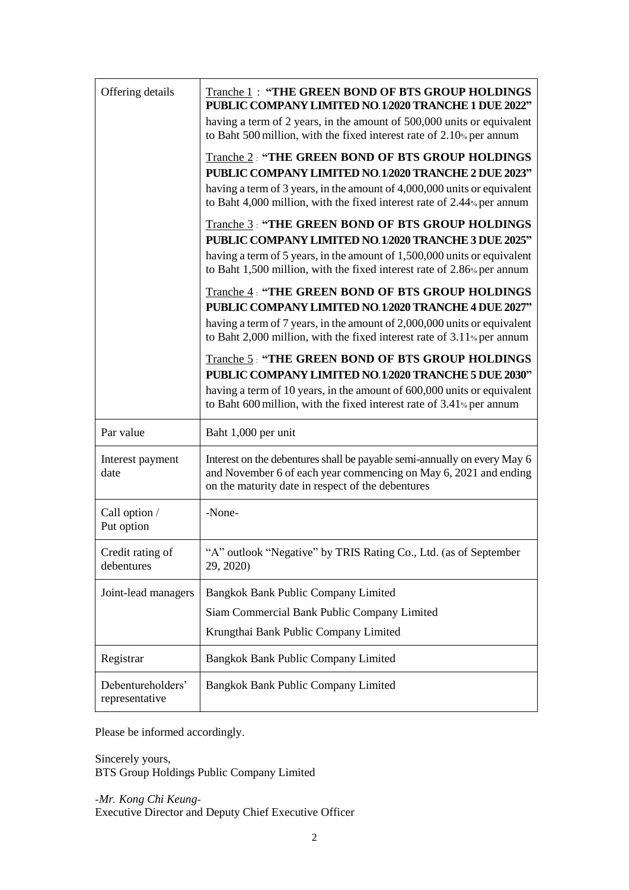| | |
|---|---|
| Offering details | Tranche 1 : **"THE GREEN BOND OF BTS GROUP HOLDINGS PUBLIC COMPANY LIMITED NO.1/2020 TRANCHE 1 DUE 2022"** having a term of 2 years, in the amount of 500,000 units or equivalent to Baht 500 million, with the fixed interest rate of 2.10% per annum<br><br>Tranche 2 : **"THE GREEN BOND OF BTS GROUP HOLDINGS PUBLIC COMPANY LIMITED NO.1/2020 TRANCHE 2 DUE 2023"** having a term of 3 years, in the amount of 4,000,000 units or equivalent to Baht 4,000 million, with the fixed interest rate of 2.44% per annum<br><br>Tranche 3 : **"THE GREEN BOND OF BTS GROUP HOLDINGS PUBLIC COMPANY LIMITED NO.1/2020 TRANCHE 3 DUE 2025"** having a term of 5 years, in the amount of 1,500,000 units or equivalent to Baht 1,500 million, with the fixed interest rate of 2.86% per annum<br><br>Tranche 4 : **"THE GREEN BOND OF BTS GROUP HOLDINGS PUBLIC COMPANY LIMITED NO.1/2020 TRANCHE 4 DUE 2027"** having a term of 7 years, in the amount of 2,000,000 units or equivalent to Baht 2,000 million, with the fixed interest rate of 3.11% per annum<br><br>Tranche 5 : **"THE GREEN BOND OF BTS GROUP HOLDINGS PUBLIC COMPANY LIMITED NO.1/2020 TRANCHE 5 DUE 2030"** having a term of 10 years, in the amount of 600,000 units or equivalent to Baht 600 million, with the fixed interest rate of 3.41% per annum |
| Par value | Baht 1,000 per unit |
| Interest payment date | Interest on the debentures shall be payable semi-annually on every May 6 and November 6 of each year commencing on May 6, 2021 and ending on the maturity date in respect of the debentures |
| Call option / Put option | -None- |
| Credit rating of debentures | "A" outlook "Negative" by TRIS Rating Co., Ltd. (as of September 29, 2020) |
| Joint-lead managers | Bangkok Bank Public Company Limited<br>Siam Commercial Bank Public Company Limited<br>Krungthai Bank Public Company Limited |
| Registrar | Bangkok Bank Public Company Limited |
| Debentureholders' representative | Bangkok Bank Public Company Limited |

Please be informed accordingly.

Sincerely yours,
BTS Group Holdings Public Company Limited

*-Mr. Kong Chi Keung-*
Executive Director and Deputy Chief Executive Officer